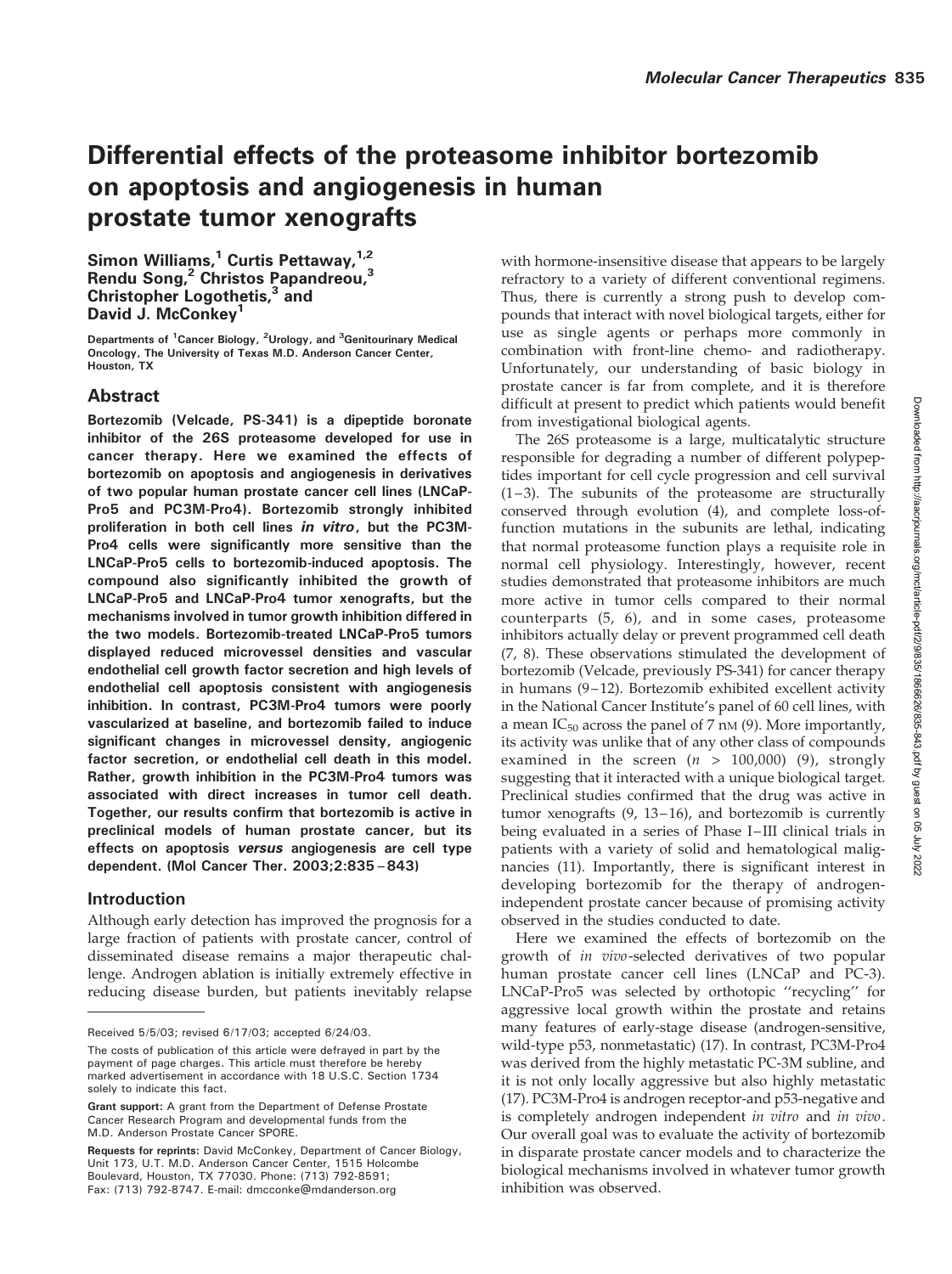# Differential effects of the proteasome inhibitor bortezomib on apoptosis and angiogenesis in human prostate tumor xenografts

**Simon Williams,[1] Curtis Pettaway,[1,2] Rendu Song,[2] Christos Papandreou,[3] Christopher Logothetis,[3] and David J. McConkey[1]**

Departments of [1]Cancer Biology, [2]Urology, and [3]Genitourinary Medical Oncology, The University of Texas M.D. Anderson Cancer Center, Houston, TX

## Abstract

**Bortezomib (Velcade, PS-341) is a dipeptide boronate inhibitor of the 26S proteasome developed for use in cancer therapy. Here we examined the effects of bortezomib on apoptosis and angiogenesis in derivatives of two popular human prostate cancer cell lines (LNCaP-Pro5 and PC3M-Pro4). Bortezomib strongly inhibited proliferation in both cell lines *in vitro*, but the PC3M-Pro4 cells were significantly more sensitive than the LNCaP-Pro5 cells to bortezomib-induced apoptosis. The compound also significantly inhibited the growth of LNCaP-Pro5 and LNCaP-Pro4 tumor xenografts, but the mechanisms involved in tumor growth inhibition differed in the two models. Bortezomib-treated LNCaP-Pro5 tumors displayed reduced microvessel densities and vascular endothelial cell growth factor secretion and high levels of endothelial cell apoptosis consistent with angiogenesis inhibition. In contrast, PC3M-Pro4 tumors were poorly vascularized at baseline, and bortezomib failed to induce significant changes in microvessel density, angiogenic factor secretion, or endothelial cell death in this model. Rather, growth inhibition in the PC3M-Pro4 tumors was associated with direct increases in tumor cell death. Together, our results confirm that bortezomib is active in preclinical models of human prostate cancer, but its effects on apoptosis *versus* angiogenesis are cell type dependent. (Mol Cancer Ther. 2003;2:835–843)**

## Introduction

Although early detection has improved the prognosis for a large fraction of patients with prostate cancer, control of disseminated disease remains a major therapeutic challenge. Androgen ablation is initially extremely effective in reducing disease burden, but patients inevitably relapse with hormone-insensitive disease that appears to be largely refractory to a variety of different conventional regimens. Thus, there is currently a strong push to develop compounds that interact with novel biological targets, either for use as single agents or perhaps more commonly in combination with front-line chemo- and radiotherapy. Unfortunately, our understanding of basic biology in prostate cancer is far from complete, and it is therefore difficult at present to predict which patients would benefit from investigational biological agents.

The 26S proteasome is a large, multicatalytic structure responsible for degrading a number of different polypeptides important for cell cycle progression and cell survival (1–3). The subunits of the proteasome are structurally conserved through evolution (4), and complete loss-of-function mutations in the subunits are lethal, indicating that normal proteasome function plays a requisite role in normal cell physiology. Interestingly, however, recent studies demonstrated that proteasome inhibitors are much more active in tumor cells compared to their normal counterparts (5, 6), and in some cases, proteasome inhibitors actually delay or prevent programmed cell death (7, 8). These observations stimulated the development of bortezomib (Velcade, previously PS-341) for cancer therapy in humans (9–12). Bortezomib exhibited excellent activity in the National Cancer Institute's panel of 60 cell lines, with a mean $IC_{50}$ across the panel of 7 nM (9). More importantly, its activity was unlike that of any other class of compounds examined in the screen ($n$ > 100,000) (9), strongly suggesting that it interacted with a unique biological target. Preclinical studies confirmed that the drug was active in tumor xenografts (9, 13–16), and bortezomib is currently being evaluated in a series of Phase I–III clinical trials in patients with a variety of solid and hematological malignancies (11). Importantly, there is significant interest in developing bortezomib for the therapy of androgen-independent prostate cancer because of promising activity observed in the studies conducted to date.

Here we examined the effects of bortezomib on the growth of *in vivo*-selected derivatives of two popular human prostate cancer cell lines (LNCaP and PC-3). LNCaP-Pro5 was selected by orthotopic "recycling" for aggressive local growth within the prostate and retains many features of early-stage disease (androgen-sensitive, wild-type p53, nonmetastatic) (17). In contrast, PC3M-Pro4 was derived from the highly metastatic PC-3M subline, and it is not only locally aggressive but also highly metastatic (17). PC3M-Pro4 is androgen receptor-and p53-negative and is completely androgen independent *in vitro* and *in vivo*. Our overall goal was to evaluate the activity of bortezomib in disparate prostate cancer models and to characterize the biological mechanisms involved in whatever tumor growth inhibition was observed.

---

Received 5/5/03; revised 6/17/03; accepted 6/24/03.

The costs of publication of this article were defrayed in part by the payment of page charges. This article must therefore be hereby marked advertisement in accordance with 18 U.S.C. Section 1734 solely to indicate this fact.

**Grant support:** A grant from the Department of Defense Prostate Cancer Research Program and developmental funds from the M.D. Anderson Prostate Cancer SPORE.

**Requests for reprints:** David McConkey, Department of Cancer Biology, Unit 173, U.T. M.D. Anderson Cancer Center, 1515 Holcombe Boulevard, Houston, TX 77030. Phone: (713) 792-8591; Fax: (713) 792-8747. E-mail: dmcconke@mdanderson.org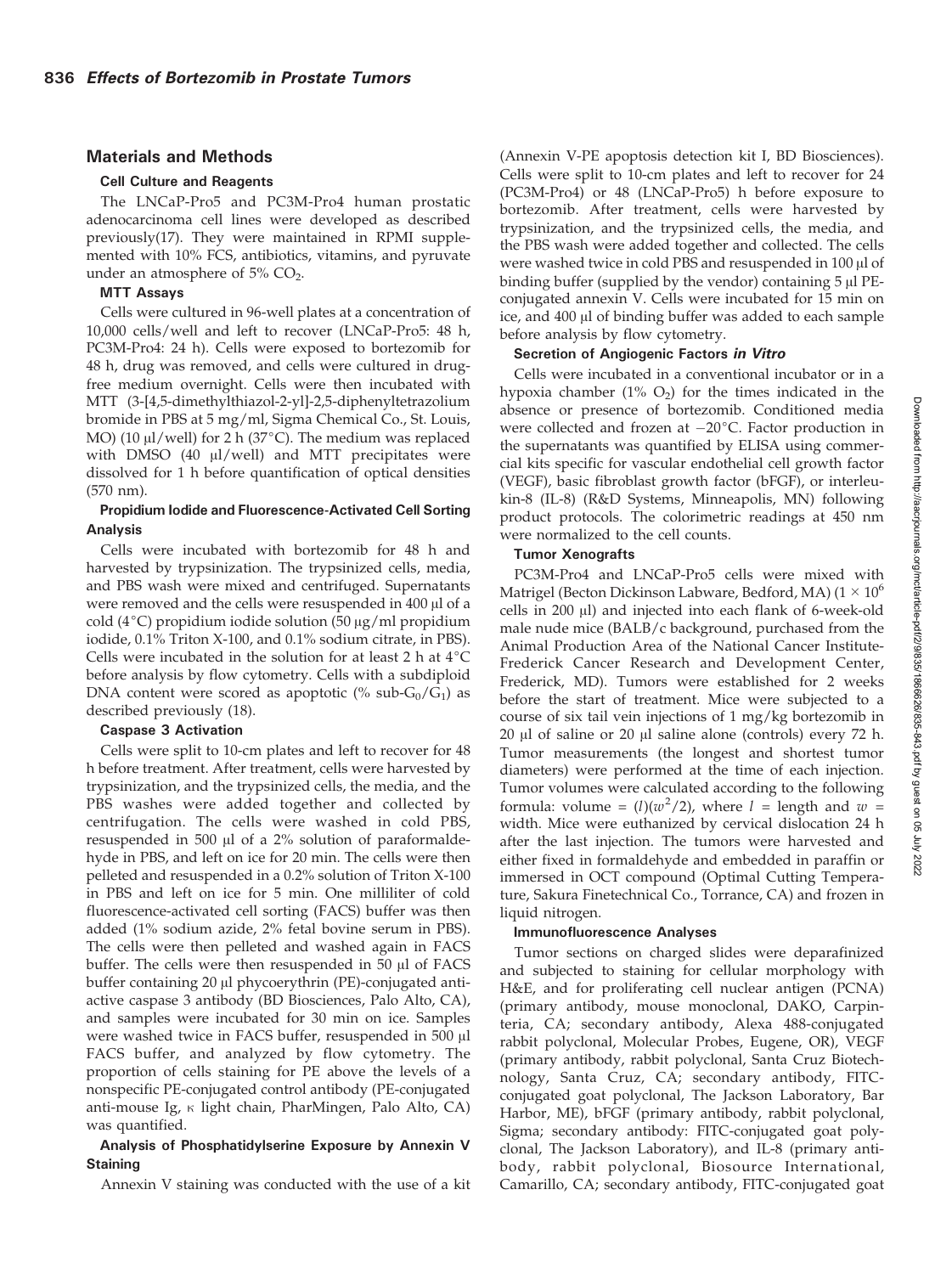## Materials and Methods

### Cell Culture and Reagents

The LNCaP-Pro5 and PC3M-Pro4 human prostatic adenocarcinoma cell lines were developed as described previously(17). They were maintained in RPMI supplemented with 10% FCS, antibiotics, vitamins, and pyruvate under an atmosphere of 5% $CO_2$.

### MTT Assays

Cells were cultured in 96-well plates at a concentration of 10,000 cells/well and left to recover (LNCaP-Pro5: 48 h, PC3M-Pro4: 24 h). Cells were exposed to bortezomib for 48 h, drug was removed, and cells were cultured in drug-free medium overnight. Cells were then incubated with MTT (3-[4,5-dimethylthiazol-2-yl]-2,5-diphenyltetrazolium bromide in PBS at 5 mg/ml, Sigma Chemical Co., St. Louis, MO) (10 μl/well) for 2 h (37°C). The medium was replaced with DMSO (40 μl/well) and MTT precipitates were dissolved for 1 h before quantification of optical densities (570 nm).

### Propidium Iodide and Fluorescence-Activated Cell Sorting Analysis

Cells were incubated with bortezomib for 48 h and harvested by trypsinization. The trypsinized cells, media, and PBS wash were mixed and centrifuged. Supernatants were removed and the cells were resuspended in 400 μl of a cold (4°C) propidium iodide solution (50 μg/ml propidium iodide, 0.1% Triton X-100, and 0.1% sodium citrate, in PBS). Cells were incubated in the solution for at least 2 h at 4°C before analysis by flow cytometry. Cells with a subdiploid DNA content were scored as apoptotic (% sub-$G_0$/$G_1$) as described previously (18).

### Caspase 3 Activation

Cells were split to 10-cm plates and left to recover for 48 h before treatment. After treatment, cells were harvested by trypsinization, and the trypsinized cells, the media, and the PBS washes were added together and collected by centrifugation. The cells were washed in cold PBS, resuspended in 500 μl of a 2% solution of paraformaldehyde in PBS, and left on ice for 20 min. The cells were then pelleted and resuspended in a 0.2% solution of Triton X-100 in PBS and left on ice for 5 min. One milliliter of cold fluorescence-activated cell sorting (FACS) buffer was then added (1% sodium azide, 2% fetal bovine serum in PBS). The cells were then pelleted and washed again in FACS buffer. The cells were then resuspended in 50 μl of FACS buffer containing 20 μl phycoerythrin (PE)-conjugated anti-active caspase 3 antibody (BD Biosciences, Palo Alto, CA), and samples were incubated for 30 min on ice. Samples were washed twice in FACS buffer, resuspended in 500 μl FACS buffer, and analyzed by flow cytometry. The proportion of cells staining for PE above the levels of a nonspecific PE-conjugated control antibody (PE-conjugated anti-mouse Ig, κ light chain, PharMingen, Palo Alto, CA) was quantified.

### Analysis of Phosphatidylserine Exposure by Annexin V Staining

Annexin V staining was conducted with the use of a kit (Annexin V-PE apoptosis detection kit I, BD Biosciences). Cells were split to 10-cm plates and left to recover for 24 (PC3M-Pro4) or 48 (LNCaP-Pro5) h before exposure to bortezomib. After treatment, cells were harvested by trypsinization, and the trypsinized cells, the media, and the PBS wash were added together and collected. The cells were washed twice in cold PBS and resuspended in 100 μl of binding buffer (supplied by the vendor) containing 5 μl PE-conjugated annexin V. Cells were incubated for 15 min on ice, and 400 μl of binding buffer was added to each sample before analysis by flow cytometry.

### Secretion of Angiogenic Factors *in Vitro*

Cells were incubated in a conventional incubator or in a hypoxia chamber (1% $O_2$) for the times indicated in the absence or presence of bortezomib. Conditioned media were collected and frozen at −20°C. Factor production in the supernatants was quantified by ELISA using commercial kits specific for vascular endothelial cell growth factor (VEGF), basic fibroblast growth factor (bFGF), or interleukin-8 (IL-8) (R&D Systems, Minneapolis, MN) following product protocols. The colorimetric readings at 450 nm were normalized to the cell counts.

### Tumor Xenografts

PC3M-Pro4 and LNCaP-Pro5 cells were mixed with Matrigel (Becton Dickinson Labware, Bedford, MA) ($1 \times 10^6$ cells in 200 μl) and injected into each flank of 6-week-old male nude mice (BALB/c background, purchased from the Animal Production Area of the National Cancer Institute-Frederick Cancer Research and Development Center, Frederick, MD). Tumors were established for 2 weeks before the start of treatment. Mice were subjected to a course of six tail vein injections of 1 mg/kg bortezomib in 20 μl of saline or 20 μl saline alone (controls) every 72 h. Tumor measurements (the longest and shortest tumor diameters) were performed at the time of each injection. Tumor volumes were calculated according to the following formula: volume = $(l)(w^2/2)$, where $l$ = length and $w$ = width. Mice were euthanized by cervical dislocation 24 h after the last injection. The tumors were harvested and either fixed in formaldehyde and embedded in paraffin or immersed in OCT compound (Optimal Cutting Temperature, Sakura Finetechnical Co., Torrance, CA) and frozen in liquid nitrogen.

### Immunofluorescence Analyses

Tumor sections on charged slides were deparafinized and subjected to staining for cellular morphology with H&E, and for proliferating cell nuclear antigen (PCNA) (primary antibody, mouse monoclonal, DAKO, Carpinteria, CA; secondary antibody, Alexa 488-conjugated rabbit polyclonal, Molecular Probes, Eugene, OR), VEGF (primary antibody, rabbit polyclonal, Santa Cruz Biotechnology, Santa Cruz, CA; secondary antibody, FITC-conjugated goat polyclonal, The Jackson Laboratory, Bar Harbor, ME), bFGF (primary antibody, rabbit polyclonal, Sigma; secondary antibody: FITC-conjugated goat polyclonal, The Jackson Laboratory), and IL-8 (primary antibody, rabbit polyclonal, Biosource International, Camarillo, CA; secondary antibody, FITC-conjugated goat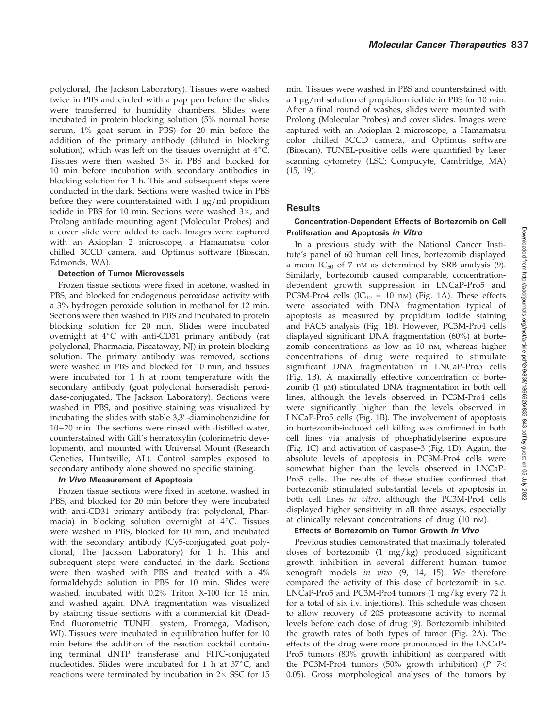polyclonal, The Jackson Laboratory). Tissues were washed twice in PBS and circled with a pap pen before the slides were transferred to humidity chambers. Slides were incubated in protein blocking solution (5% normal horse serum, 1% goat serum in PBS) for 20 min before the addition of the primary antibody (diluted in blocking solution), which was left on the tissues overnight at 4°C. Tissues were then washed 3× in PBS and blocked for 10 min before incubation with secondary antibodies in blocking solution for 1 h. This and subsequent steps were conducted in the dark. Sections were washed twice in PBS before they were counterstained with 1 μg/ml propidium iodide in PBS for 10 min. Sections were washed 3×, and Prolong antifade mounting agent (Molecular Probes) and a cover slide were added to each. Images were captured with an Axioplan 2 microscope, a Hamamatsu color chilled 3CCD camera, and Optimus software (Bioscan, Edmonds, WA).

**Detection of Tumor Microvessels**

Frozen tissue sections were fixed in acetone, washed in PBS, and blocked for endogenous peroxidase activity with a 3% hydrogen peroxide solution in methanol for 12 min. Sections were then washed in PBS and incubated in protein blocking solution for 20 min. Slides were incubated overnight at 4°C with anti-CD31 primary antibody (rat polyclonal, Pharmacia, Piscataway, NJ) in protein blocking solution. The primary antibody was removed, sections were washed in PBS and blocked for 10 min, and tissues were incubated for 1 h at room temperature with the secondary antibody (goat polyclonal horseradish peroxidase-conjugated, The Jackson Laboratory). Sections were washed in PBS, and positive staining was visualized by incubating the slides with stable 3,3′-diaminobenzidine for 10–20 min. The sections were rinsed with distilled water, counterstained with Gill's hematoxylin (colorimetric development), and mounted with Universal Mount (Research Genetics, Huntsville, AL). Control samples exposed to secondary antibody alone showed no specific staining.

***In Vivo* Measurement of Apoptosis**

Frozen tissue sections were fixed in acetone, washed in PBS, and blocked for 20 min before they were incubated with anti-CD31 primary antibody (rat polyclonal, Pharmacia) in blocking solution overnight at 4°C. Tissues were washed in PBS, blocked for 10 min, and incubated with the secondary antibody (Cy5-conjugated goat polyclonal, The Jackson Laboratory) for 1 h. This and subsequent steps were conducted in the dark. Sections were then washed with PBS and treated with a 4% formaldehyde solution in PBS for 10 min. Slides were washed, incubated with 0.2% Triton X-100 for 15 min, and washed again. DNA fragmentation was visualized by staining tissue sections with a commercial kit (Dead-End fluorometric TUNEL system, Promega, Madison, WI). Tissues were incubated in equilibration buffer for 10 min before the addition of the reaction cocktail containing terminal dNTP transferase and FITC-conjugated nucleotides. Slides were incubated for 1 h at 37°C, and reactions were terminated by incubation in 2× SSC for 15 min. Tissues were washed in PBS and counterstained with a 1 μg/ml solution of propidium iodide in PBS for 10 min. After a final round of washes, slides were mounted with Prolong (Molecular Probes) and cover slides. Images were captured with an Axioplan 2 microscope, a Hamamatsu color chilled 3CCD camera, and Optimus software (Bioscan). TUNEL-positive cells were quantified by laser scanning cytometry (LSC; Compucyte, Cambridge, MA) (15, 19).

## Results

**Concentration-Dependent Effects of Bortezomib on Cell Proliferation and Apoptosis *in Vitro***

In a previous study with the National Cancer Institute's panel of 60 human cell lines, bortezomib displayed a mean $IC_{50}$ of 7 nM as determined by SRB analysis (9). Similarly, bortezomib caused comparable, concentration-dependent growth suppression in LNCaP-Pro5 and PC3M-Pro4 cells ($IC_{90}$ = 10 nM) (Fig. 1A). These effects were associated with DNA fragmentation typical of apoptosis as measured by propidium iodide staining and FACS analysis (Fig. 1B). However, PC3M-Pro4 cells displayed significant DNA fragmentation (60%) at bortezomib concentrations as low as 10 nM, whereas higher concentrations of drug were required to stimulate significant DNA fragmentation in LNCaP-Pro5 cells (Fig. 1B). A maximally effective concentration of bortezomib (1 μM) stimulated DNA fragmentation in both cell lines, although the levels observed in PC3M-Pro4 cells were significantly higher than the levels observed in LNCaP-Pro5 cells (Fig. 1B). The involvement of apoptosis in bortezomib-induced cell killing was confirmed in both cell lines via analysis of phosphatidylserine exposure (Fig. 1C) and activation of caspase-3 (Fig. 1D). Again, the absolute levels of apoptosis in PC3M-Pro4 cells were somewhat higher than the levels observed in LNCaP-Pro5 cells. The results of these studies confirmed that bortezomib stimulated substantial levels of apoptosis in both cell lines *in vitro*, although the PC3M-Pro4 cells displayed higher sensitivity in all three assays, especially at clinically relevant concentrations of drug (10 nM).

**Effects of Bortezomib on Tumor Growth *in Vivo***

Previous studies demonstrated that maximally tolerated doses of bortezomib (1 mg/kg) produced significant growth inhibition in several different human tumor xenograft models *in vivo* (9, 14, 15). We therefore compared the activity of this dose of bortezomib in s.c. LNCaP-Pro5 and PC3M-Pro4 tumors (1 mg/kg every 72 h for a total of six i.v. injections). This schedule was chosen to allow recovery of 20S proteasome activity to normal levels before each dose of drug (9). Bortezomib inhibited the growth rates of both types of tumor (Fig. 2A). The effects of the drug were more pronounced in the LNCaP-Pro5 tumors (80% growth inhibition) as compared with the PC3M-Pro4 tumors (50% growth inhibition) ($P$ 7< 0.05). Gross morphological analyses of the tumors by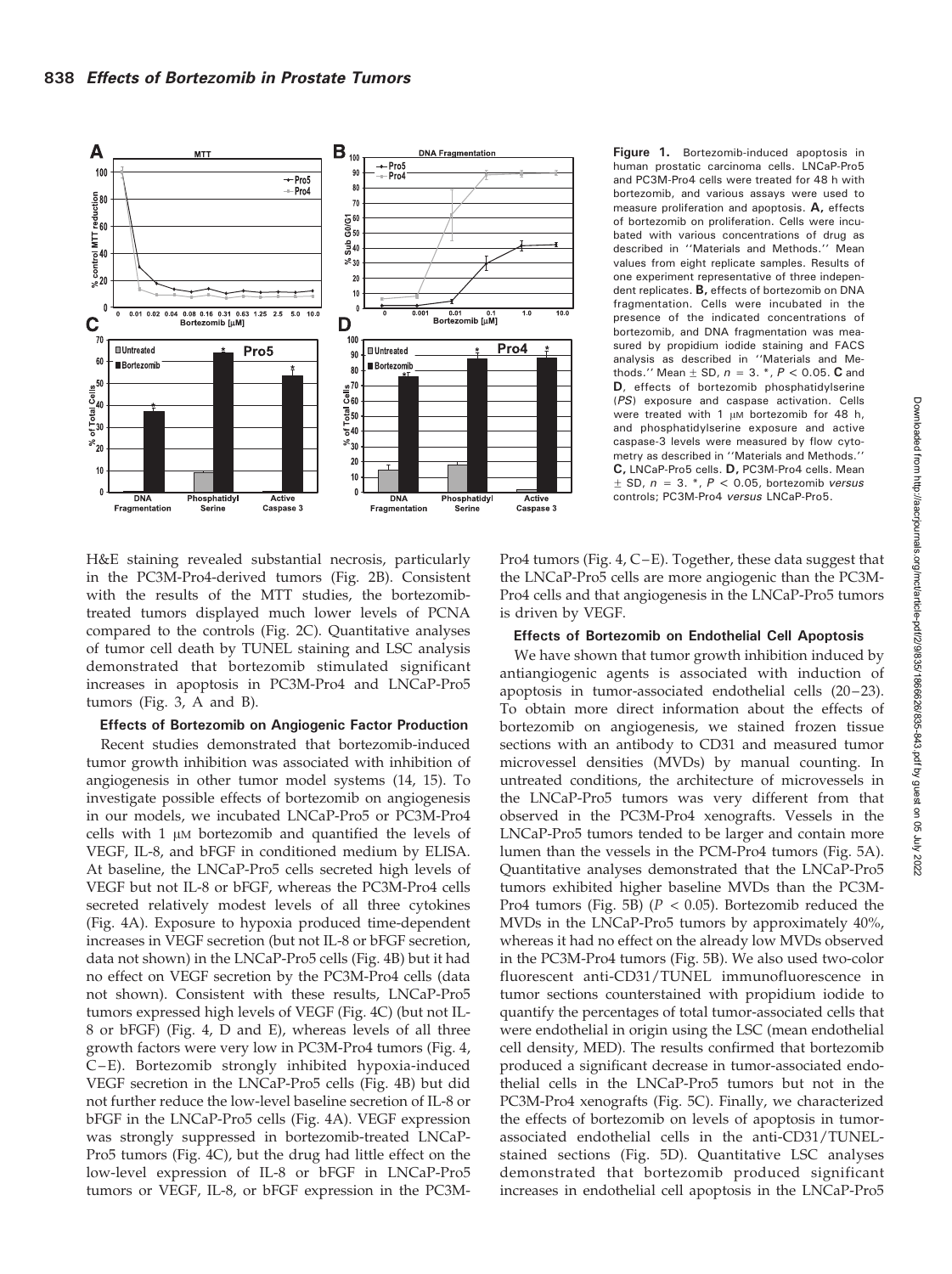**Figure 1.** Bortezomib-induced apoptosis in human prostatic carcinoma cells. LNCaP-Pro5 and PC3M-Pro4 cells were treated for 48 h with bortezomib, and various assays were used to measure proliferation and apoptosis. **A,** effects of bortezomib on proliferation. Cells were incubated with various concentrations of drug as described in ''Materials and Methods.'' Mean values from eight replicate samples. Results of one experiment representative of three independent replicates. **B,** effects of bortezomib on DNA fragmentation. Cells were incubated in the presence of the indicated concentrations of bortezomib, and DNA fragmentation was measured by propidium iodide staining and FACS analysis as described in ''Materials and Methods.'' Mean ± SD, $n = 3$. *, $P < 0.05$. **C** and **D**, effects of bortezomib phosphatidylserine (*PS*) exposure and caspase activation. Cells were treated with 1 μM bortezomib for 48 h, and phosphatidylserine exposure and active caspase-3 levels were measured by flow cytometry as described in ''Materials and Methods.'' **C,** LNCaP-Pro5 cells. **D,** PC3M-Pro4 cells. Mean ± SD, $n = 3$. *, $P < 0.05$, bortezomib *versus* controls; PC3M-Pro4 *versus* LNCaP-Pro5.

H&E staining revealed substantial necrosis, particularly in the PC3M-Pro4-derived tumors (Fig. 2B). Consistent with the results of the MTT studies, the bortezomib-treated tumors displayed much lower levels of PCNA compared to the controls (Fig. 2C). Quantitative analyses of tumor cell death by TUNEL staining and LSC analysis demonstrated that bortezomib stimulated significant increases in apoptosis in PC3M-Pro4 and LNCaP-Pro5 tumors (Fig. 3, A and B).

### Effects of Bortezomib on Angiogenic Factor Production

Recent studies demonstrated that bortezomib-induced tumor growth inhibition was associated with inhibition of angiogenesis in other tumor model systems (14, 15). To investigate possible effects of bortezomib on angiogenesis in our models, we incubated LNCaP-Pro5 or PC3M-Pro4 cells with 1 μM bortezomib and quantified the levels of VEGF, IL-8, and bFGF in conditioned medium by ELISA. At baseline, the LNCaP-Pro5 cells secreted high levels of VEGF but not IL-8 or bFGF, whereas the PC3M-Pro4 cells secreted relatively modest levels of all three cytokines (Fig. 4A). Exposure to hypoxia produced time-dependent increases in VEGF secretion (but not IL-8 or bFGF secretion, data not shown) in the LNCaP-Pro5 cells (Fig. 4B) but it had no effect on VEGF secretion by the PC3M-Pro4 cells (data not shown). Consistent with these results, LNCaP-Pro5 tumors expressed high levels of VEGF (Fig. 4C) (but not IL-8 or bFGF) (Fig. 4, D and E), whereas levels of all three growth factors were very low in PC3M-Pro4 tumors (Fig. 4, C–E). Bortezomib strongly inhibited hypoxia-induced VEGF secretion in the LNCaP-Pro5 cells (Fig. 4B) but did not further reduce the low-level baseline secretion of IL-8 or bFGF in the LNCaP-Pro5 cells (Fig. 4A). VEGF expression was strongly suppressed in bortezomib-treated LNCaP-Pro5 tumors (Fig. 4C), but the drug had little effect on the low-level expression of IL-8 or bFGF in LNCaP-Pro5 tumors or VEGF, IL-8, or bFGF expression in the PC3M-Pro4 tumors (Fig. 4, C–E). Together, these data suggest that the LNCaP-Pro5 cells are more angiogenic than the PC3M-Pro4 cells and that angiogenesis in the LNCaP-Pro5 tumors is driven by VEGF.

### Effects of Bortezomib on Endothelial Cell Apoptosis

We have shown that tumor growth inhibition induced by antiangiogenic agents is associated with induction of apoptosis in tumor-associated endothelial cells (20–23). To obtain more direct information about the effects of bortezomib on angiogenesis, we stained frozen tissue sections with an antibody to CD31 and measured tumor microvessel densities (MVDs) by manual counting. In untreated conditions, the architecture of microvessels in the LNCaP-Pro5 tumors was very different from that observed in the PC3M-Pro4 xenografts. Vessels in the LNCaP-Pro5 tumors tended to be larger and contain more lumen than the vessels in the PCM-Pro4 tumors (Fig. 5A). Quantitative analyses demonstrated that the LNCaP-Pro5 tumors exhibited higher baseline MVDs than the PC3M-Pro4 tumors (Fig. 5B) ($P < 0.05$). Bortezomib reduced the MVDs in the LNCaP-Pro5 tumors by approximately 40%, whereas it had no effect on the already low MVDs observed in the PC3M-Pro4 tumors (Fig. 5B). We also used two-color fluorescent anti-CD31/TUNEL immunofluorescence in tumor sections counterstained with propidium iodide to quantify the percentages of total tumor-associated cells that were endothelial in origin using the LSC (mean endothelial cell density, MED). The results confirmed that bortezomib produced a significant decrease in tumor-associated endothelial cells in the LNCaP-Pro5 tumors but not in the PC3M-Pro4 xenografts (Fig. 5C). Finally, we characterized the effects of bortezomib on levels of apoptosis in tumor-associated endothelial cells in the anti-CD31/TUNEL-stained sections (Fig. 5D). Quantitative LSC analyses demonstrated that bortezomib produced significant increases in endothelial cell apoptosis in the LNCaP-Pro5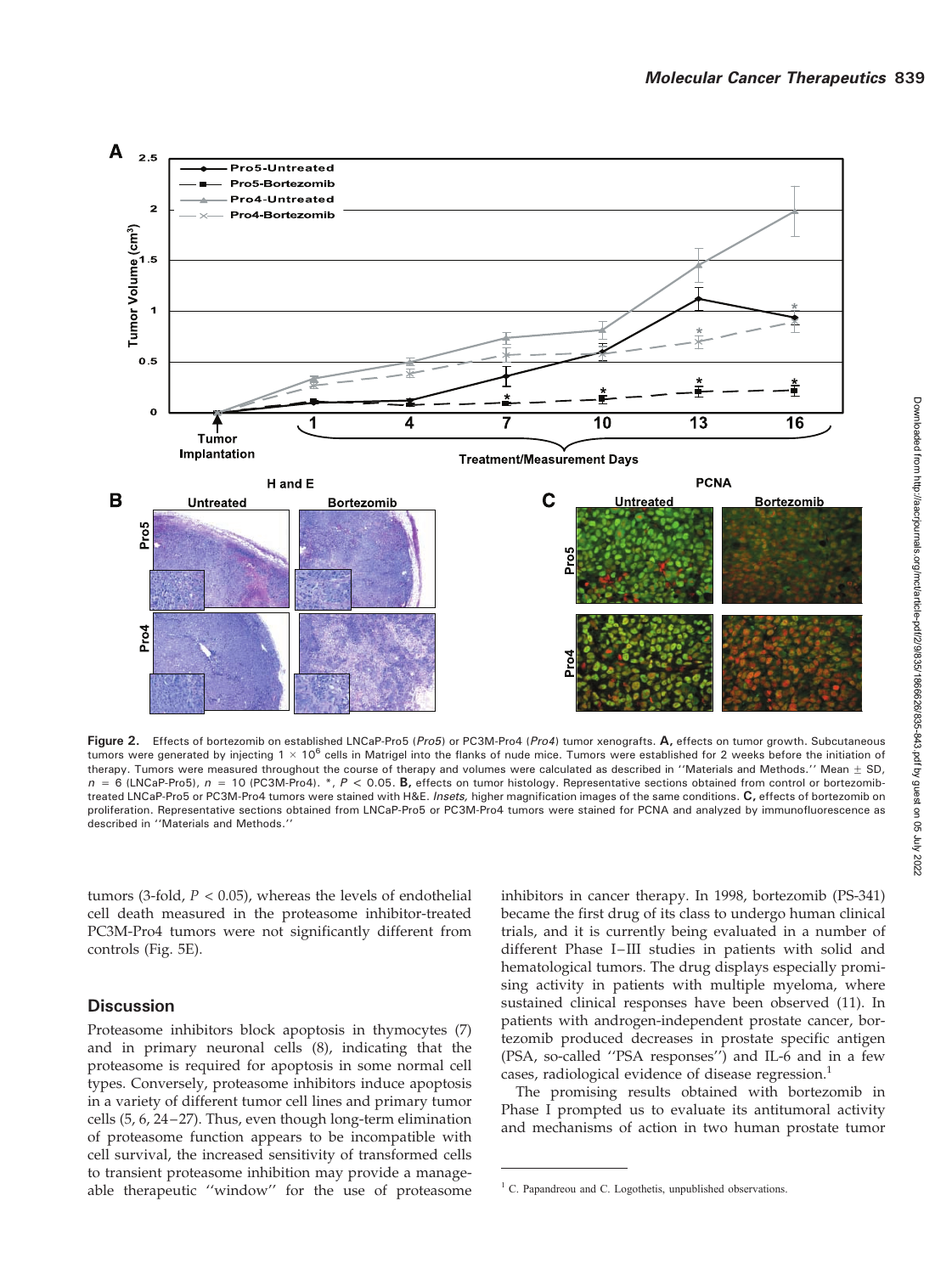Figure 2. Effects of bortezomib on established LNCaP-Pro5 (*Pro5*) or PC3M-Pro4 (*Pro4*) tumor xenografts. **A,** effects on tumor growth. Subcutaneous tumors were generated by injecting $1 \times 10^6$ cells in Matrigel into the flanks of nude mice. Tumors were established for 2 weeks before the initiation of therapy. Tumors were measured throughout the course of therapy and volumes were calculated as described in ''Materials and Methods.'' Mean ± SD, $n$ = 6 (LNCaP-Pro5), $n$ = 10 (PC3M-Pro4). *, $P < 0.05$. **B,** effects on tumor histology. Representative sections obtained from control or bortezomib-treated LNCaP-Pro5 or PC3M-Pro4 tumors were stained with H&E. *Insets,* higher magnification images of the same conditions. **C,** effects of bortezomib on proliferation. Representative sections obtained from LNCaP-Pro5 or PC3M-Pro4 tumors were stained for PCNA and analyzed by immunofluorescence as described in ''Materials and Methods.''

tumors (3-fold, $P < 0.05$), whereas the levels of endothelial cell death measured in the proteasome inhibitor-treated PC3M-Pro4 tumors were not significantly different from controls (Fig. 5E).

## Discussion

Proteasome inhibitors block apoptosis in thymocytes (7) and in primary neuronal cells (8), indicating that the proteasome is required for apoptosis in some normal cell types. Conversely, proteasome inhibitors induce apoptosis in a variety of different tumor cell lines and primary tumor cells (5, 6, 24–27). Thus, even though long-term elimination of proteasome function appears to be incompatible with cell survival, the increased sensitivity of transformed cells to transient proteasome inhibition may provide a manageable therapeutic ''window'' for the use of proteasome inhibitors in cancer therapy. In 1998, bortezomib (PS-341) became the first drug of its class to undergo human clinical trials, and it is currently being evaluated in a number of different Phase I–III studies in patients with solid and hematological tumors. The drug displays especially promising activity in patients with multiple myeloma, where sustained clinical responses have been observed (11). In patients with androgen-independent prostate cancer, bortezomib produced decreases in prostate specific antigen (PSA, so-called ''PSA responses'') and IL-6 and in a few cases, radiological evidence of disease regression.[1]

The promising results obtained with bortezomib in Phase I prompted us to evaluate its antitumoral activity and mechanisms of action in two human prostate tumor

[1] C. Papandreou and C. Logothetis, unpublished observations.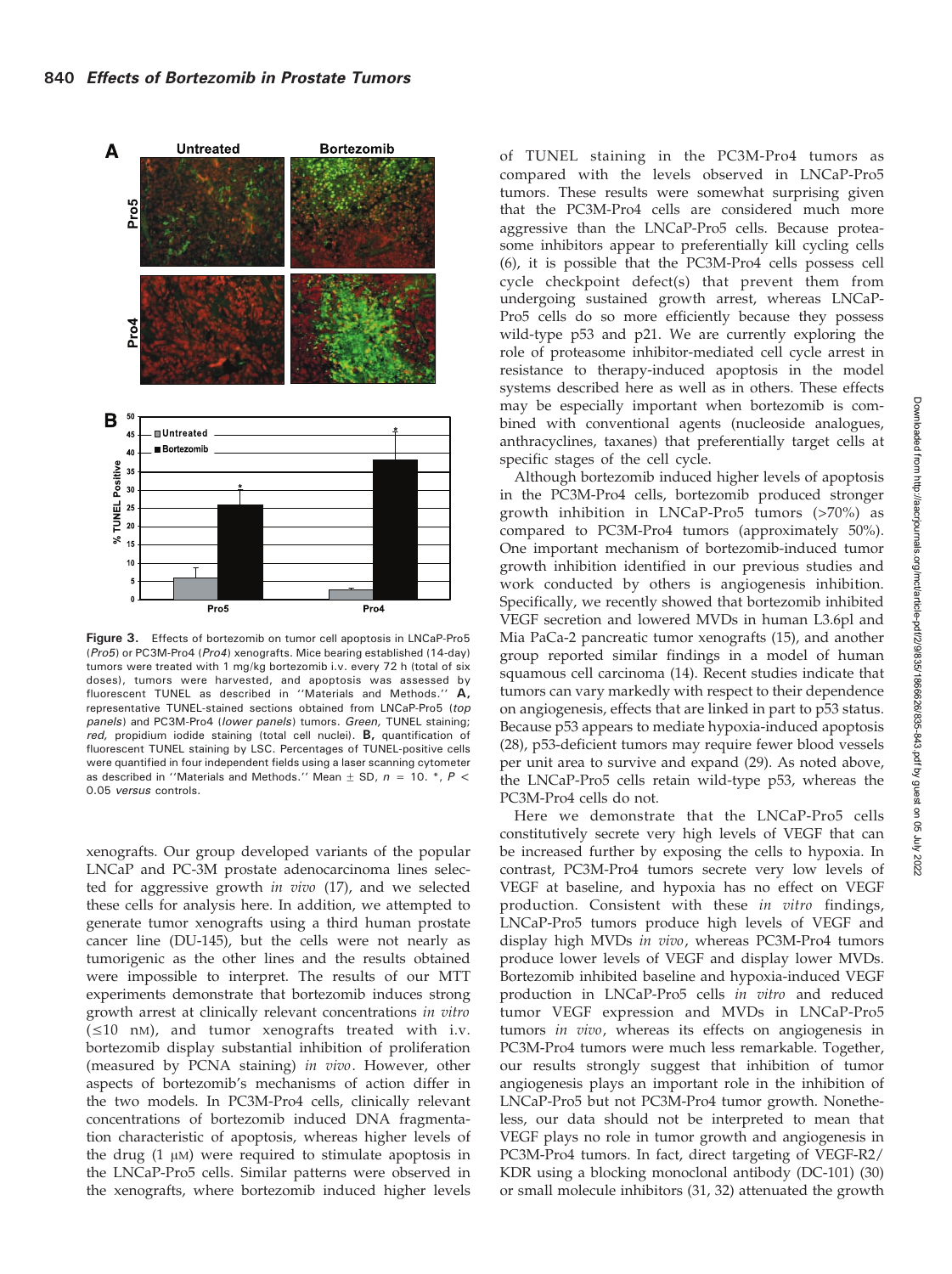**Figure 3.** Effects of bortezomib on tumor cell apoptosis in LNCaP-Pro5 (*Pro5*) or PC3M-Pro4 (*Pro4*) xenografts. Mice bearing established (14-day) tumors were treated with 1 mg/kg bortezomib i.v. every 72 h (total of six doses), tumors were harvested, and apoptosis was assessed by fluorescent TUNEL as described in "Materials and Methods." **A,** representative TUNEL-stained sections obtained from LNCaP-Pro5 (*top panels*) and PC3M-Pro4 (*lower panels*) tumors. *Green*, TUNEL staining; *red*, propidium iodide staining (total cell nuclei). **B,** quantification of fluorescent TUNEL staining by LSC. Percentages of TUNEL-positive cells were quantified in four independent fields using a laser scanning cytometer as described in "Materials and Methods." Mean ± SD, $n = 10$. *, $P < 0.05$ *versus* controls.

xenografts. Our group developed variants of the popular LNCaP and PC-3M prostate adenocarcinoma lines selected for aggressive growth *in vivo* (17), and we selected these cells for analysis here. In addition, we attempted to generate tumor xenografts using a third human prostate cancer line (DU-145), but the cells were not nearly as tumorigenic as the other lines and the results obtained were impossible to interpret. The results of our MTT experiments demonstrate that bortezomib induces strong growth arrest at clinically relevant concentrations *in vitro* (≤10 nM), and tumor xenografts treated with i.v. bortezomib display substantial inhibition of proliferation (measured by PCNA staining) *in vivo*. However, other aspects of bortezomib's mechanisms of action differ in the two models. In PC3M-Pro4 cells, clinically relevant concentrations of bortezomib induced DNA fragmentation characteristic of apoptosis, whereas higher levels of the drug (1 μM) were required to stimulate apoptosis in the LNCaP-Pro5 cells. Similar patterns were observed in the xenografts, where bortezomib induced higher levels of TUNEL staining in the PC3M-Pro4 tumors as compared with the levels observed in LNCaP-Pro5 tumors. These results were somewhat surprising given that the PC3M-Pro4 cells are considered much more aggressive than the LNCaP-Pro5 cells. Because proteasome inhibitors appear to preferentially kill cycling cells (6), it is possible that the PC3M-Pro4 cells possess cell cycle checkpoint defect(s) that prevent them from undergoing sustained growth arrest, whereas LNCaP-Pro5 cells do so more efficiently because they possess wild-type p53 and p21. We are currently exploring the role of proteasome inhibitor-mediated cell cycle arrest in resistance to therapy-induced apoptosis in the model systems described here as well as in others. These effects may be especially important when bortezomib is combined with conventional agents (nucleoside analogues, anthracyclines, taxanes) that preferentially target cells at specific stages of the cell cycle.

Although bortezomib induced higher levels of apoptosis in the PC3M-Pro4 cells, bortezomib produced stronger growth inhibition in LNCaP-Pro5 tumors (>70%) as compared to PC3M-Pro4 tumors (approximately 50%). One important mechanism of bortezomib-induced tumor growth inhibition identified in our previous studies and work conducted by others is angiogenesis inhibition. Specifically, we recently showed that bortezomib inhibited VEGF secretion and lowered MVDs in human L3.6pl and Mia PaCa-2 pancreatic tumor xenografts (15), and another group reported similar findings in a model of human squamous cell carcinoma (14). Recent studies indicate that tumors can vary markedly with respect to their dependence on angiogenesis, effects that are linked in part to p53 status. Because p53 appears to mediate hypoxia-induced apoptosis (28), p53-deficient tumors may require fewer blood vessels per unit area to survive and expand (29). As noted above, the LNCaP-Pro5 cells retain wild-type p53, whereas the PC3M-Pro4 cells do not.

Here we demonstrate that the LNCaP-Pro5 cells constitutively secrete very high levels of VEGF that can be increased further by exposing the cells to hypoxia. In contrast, PC3M-Pro4 tumors secrete very low levels of VEGF at baseline, and hypoxia has no effect on VEGF production. Consistent with these *in vitro* findings, LNCaP-Pro5 tumors produce high levels of VEGF and display high MVDs *in vivo*, whereas PC3M-Pro4 tumors produce lower levels of VEGF and display lower MVDs. Bortezomib inhibited baseline and hypoxia-induced VEGF production in LNCaP-Pro5 cells *in vitro* and reduced tumor VEGF expression and MVDs in LNCaP-Pro5 tumors *in vivo*, whereas its effects on angiogenesis in PC3M-Pro4 tumors were much less remarkable. Together, our results strongly suggest that inhibition of tumor angiogenesis plays an important role in the inhibition of LNCaP-Pro5 but not PC3M-Pro4 tumor growth. Nonetheless, our data should not be interpreted to mean that VEGF plays no role in tumor growth and angiogenesis in PC3M-Pro4 tumors. In fact, direct targeting of VEGF-R2/KDR using a blocking monoclonal antibody (DC-101) (30) or small molecule inhibitors (31, 32) attenuated the growth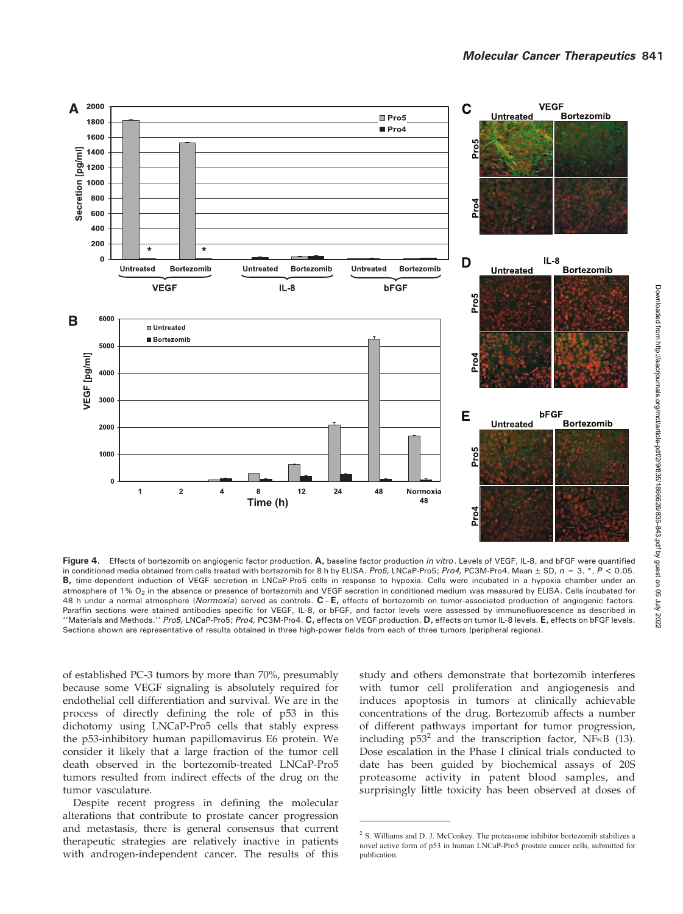**Figure 4.** Effects of bortezomib on angiogenic factor production. **A,** baseline factor production *in vitro*. Levels of VEGF, IL-8, and bFGF were quantified in conditioned media obtained from cells treated with bortezomib for 8 h by ELISA. *Pro5,* LNCaP-Pro5; *Pro4,* PC3M-Pro4. Mean ± SD, $n = 3$. *, $P < 0.05$. **B,** time-dependent induction of VEGF secretion in LNCaP-Pro5 cells in response to hypoxia. Cells were incubated in a hypoxia chamber under an atmosphere of 1% $O_2$ in the absence or presence of bortezomib and VEGF secretion in conditioned medium was measured by ELISA. Cells incubated for 48 h under a normal atmosphere (*Normoxia*) served as controls. **C – E,** effects of bortezomib on tumor-associated production of angiogenic factors. Paraffin sections were stained antibodies specific for VEGF, IL-8, or bFGF, and factor levels were assessed by immunofluorescence as described in ''Materials and Methods.'' *Pro5,* LNCaP-Pro5; *Pro4,* PC3M-Pro4. **C,** effects on VEGF production. **D,** effects on tumor IL-8 levels. **E,** effects on bFGF levels. Sections shown are representative of results obtained in three high-power fields from each of three tumors (peripheral regions).

of established PC-3 tumors by more than 70%, presumably because some VEGF signaling is absolutely required for endothelial cell differentiation and survival. We are in the process of directly defining the role of p53 in this dichotomy using LNCaP-Pro5 cells that stably express the p53-inhibitory human papillomavirus E6 protein. We consider it likely that a large fraction of the tumor cell death observed in the bortezomib-treated LNCaP-Pro5 tumors resulted from indirect effects of the drug on the tumor vasculature.

Despite recent progress in defining the molecular alterations that contribute to prostate cancer progression and metastasis, there is general consensus that current therapeutic strategies are relatively inactive in patients with androgen-independent cancer. The results of this study and others demonstrate that bortezomib interferes with tumor cell proliferation and angiogenesis and induces apoptosis in tumors at clinically achievable concentrations of the drug. Bortezomib affects a number of different pathways important for tumor progression, including p53[2] and the transcription factor, NFκB (13). Dose escalation in the Phase I clinical trials conducted to date has been guided by biochemical assays of 20S proteasome activity in patent blood samples, and surprisingly little toxicity has been observed at doses of

[2] S. Williams and D. J. McConkey. The proteasome inhibitor bortezomib stabilizes a novel active form of p53 in human LNCaP-Pro5 prostate cancer cells, submitted for publication.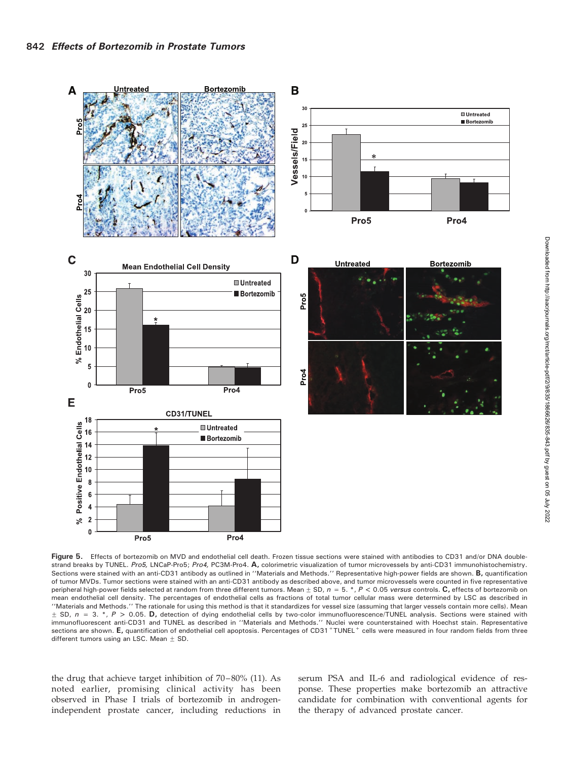**Figure 5.** Effects of bortezomib on MVD and endothelial cell death. Frozen tissue sections were stained with antibodies to CD31 and/or DNA double-strand breaks by TUNEL. *Pro5,* LNCaP-Pro5; *Pro4,* PC3M-Pro4. **A,** colorimetric visualization of tumor microvessels by anti-CD31 immunohistochemistry. Sections were stained with an anti-CD31 antibody as outlined in ''Materials and Methods.'' Representative high-power fields are shown. **B,** quantification of tumor MVDs. Tumor sections were stained with an anti-CD31 antibody as described above, and tumor microvessels were counted in five representative peripheral high-power fields selected at random from three different tumors. Mean ± SD, $n = 5$. *, $P < 0.05$ *versus* controls. **C,** effects of bortezomib on mean endothelial cell density. The percentages of endothelial cells as fractions of total tumor cellular mass were determined by LSC as described in ''Materials and Methods.'' The rationale for using this method is that it standardizes for vessel size (assuming that larger vessels contain more cells). Mean ± SD, $n = 3$. *, $P > 0.05$. **D,** detection of dying endothelial cells by two-color immunofluorescence/TUNEL analysis. Sections were stained with immunofluorescent anti-CD31 and TUNEL as described in ''Materials and Methods.'' Nuclei were counterstained with Hoechst stain. Representative sections are shown. **E,** quantification of endothelial cell apoptosis. Percentages of CD31$^+$TUNEL$^+$ cells were measured in four random fields from three different tumors using an LSC. Mean ± SD.

the drug that achieve target inhibition of 70–80% (11). As noted earlier, promising clinical activity has been observed in Phase I trials of bortezomib in androgen-independent prostate cancer, including reductions in serum PSA and IL-6 and radiological evidence of response. These properties make bortezomib an attractive candidate for combination with conventional agents for the therapy of advanced prostate cancer.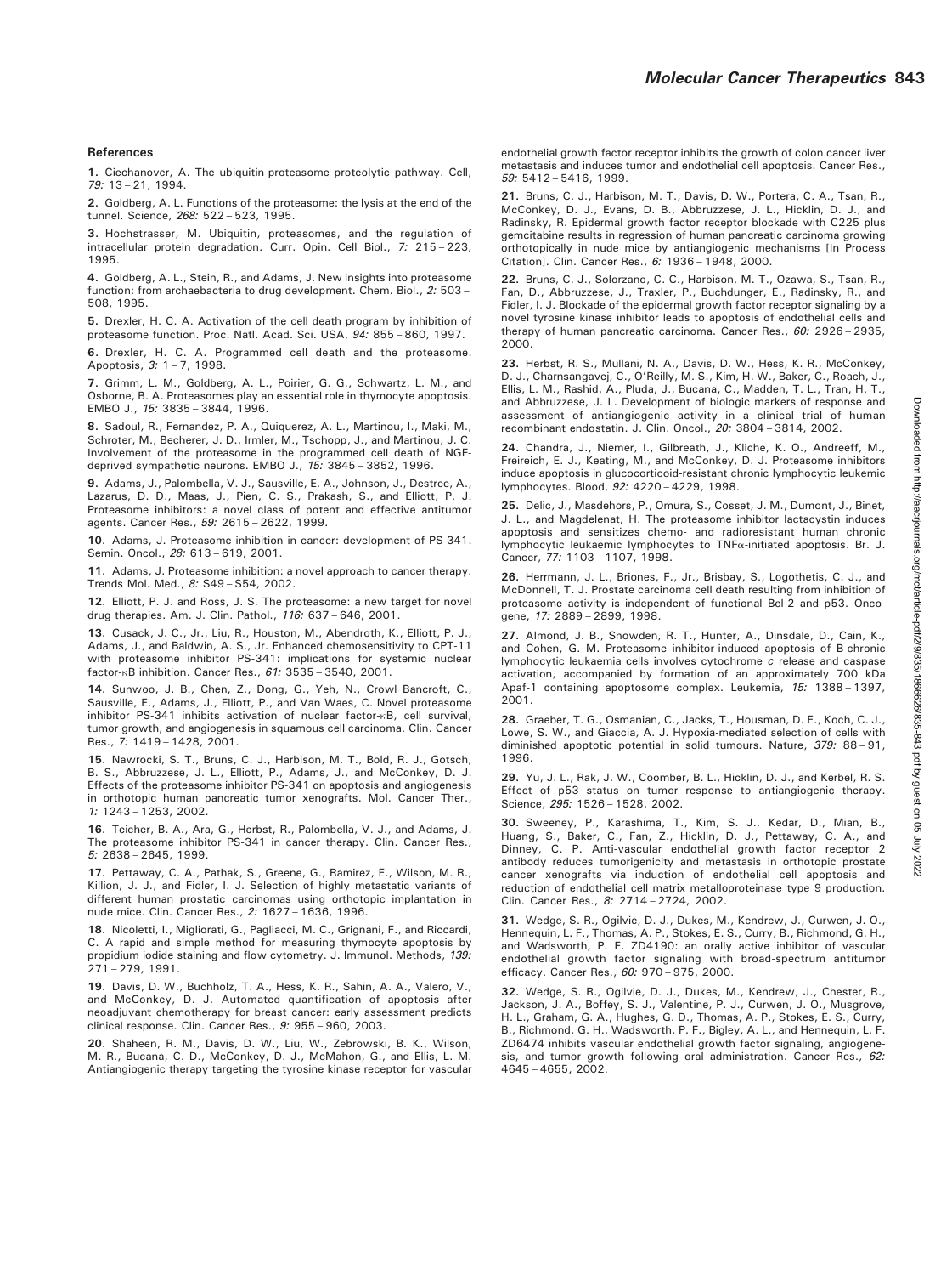### References

1. Ciechanover, A. The ubiquitin-proteasome proteolytic pathway. Cell, *79:* 13 – 21, 1994.

2. Goldberg, A. L. Functions of the proteasome: the lysis at the end of the tunnel. Science, *268:* 522 – 523, 1995.

3. Hochstrasser, M. Ubiquitin, proteasomes, and the regulation of intracellular protein degradation. Curr. Opin. Cell Biol., *7:* 215 – 223, 1995.

4. Goldberg, A. L., Stein, R., and Adams, J. New insights into proteasome function: from archaebacteria to drug development. Chem. Biol., *2:* 503 – 508, 1995.

5. Drexler, H. C. A. Activation of the cell death program by inhibition of proteasome function. Proc. Natl. Acad. Sci. USA, *94:* 855 – 860, 1997.

6. Drexler, H. C. A. Programmed cell death and the proteasome. Apoptosis, *3:* 1 – 7, 1998.

7. Grimm, L. M., Goldberg, A. L., Poirier, G. G., Schwartz, L. M., and Osborne, B. A. Proteasomes play an essential role in thymocyte apoptosis. EMBO J., *15:* 3835 – 3844, 1996.

8. Sadoul, R., Fernandez, P. A., Quiquerez, A. L., Martinou, I., Maki, M., Schroter, M., Becherer, J. D., Irmler, M., Tschopp, J., and Martinou, J. C. Involvement of the proteasome in the programmed cell death of NGF-deprived sympathetic neurons. EMBO J., *15:* 3845 – 3852, 1996.

9. Adams, J., Palombella, V. J., Sausville, E. A., Johnson, J., Destree, A., Lazarus, D. D., Maas, J., Pien, C. S., Prakash, S., and Elliott, P. J. Proteasome inhibitors: a novel class of potent and effective antitumor agents. Cancer Res., *59:* 2615 – 2622, 1999.

10. Adams, J. Proteasome inhibition in cancer: development of PS-341. Semin. Oncol., *28:* 613 – 619, 2001.

11. Adams, J. Proteasome inhibition: a novel approach to cancer therapy. Trends Mol. Med., *8:* S49 – S54, 2002.

12. Elliott, P. J. and Ross, J. S. The proteasome: a new target for novel drug therapies. Am. J. Clin. Pathol., *116:* 637 – 646, 2001.

13. Cusack, J. C., Jr., Liu, R., Houston, M., Abendroth, K., Elliott, P. J., Adams, J., and Baldwin, A. S., Jr. Enhanced chemosensitivity to CPT-11 with proteasome inhibitor PS-341: implications for systemic nuclear factor-κB inhibition. Cancer Res., *61:* 3535 – 3540, 2001.

14. Sunwoo, J. B., Chen, Z., Dong, G., Yeh, N., Crowl Bancroft, C., Sausville, E., Adams, J., Elliott, P., and Van Waes, C. Novel proteasome inhibitor PS-341 inhibits activation of nuclear factor-κB, cell survival, tumor growth, and angiogenesis in squamous cell carcinoma. Clin. Cancer Res., *7:* 1419 – 1428, 2001.

15. Nawrocki, S. T., Bruns, C. J., Harbison, M. T., Bold, R. J., Gotsch, B. S., Abbruzzese, J. L., Elliott, P., Adams, J., and McConkey, D. J. Effects of the proteasome inhibitor PS-341 on apoptosis and angiogenesis in orthotopic human pancreatic tumor xenografts. Mol. Cancer Ther., *1:* 1243 – 1253, 2002.

16. Teicher, B. A., Ara, G., Herbst, R., Palombella, V. J., and Adams, J. The proteasome inhibitor PS-341 in cancer therapy. Clin. Cancer Res., *5:* 2638 – 2645, 1999.

17. Pettaway, C. A., Pathak, S., Greene, G., Ramirez, E., Wilson, M. R., Killion, J. J., and Fidler, I. J. Selection of highly metastatic variants of different human prostatic carcinomas using orthotopic implantation in nude mice. Clin. Cancer Res., *2:* 1627 – 1636, 1996.

18. Nicoletti, I., Migliorati, G., Pagliacci, M. C., Grignani, F., and Riccardi, C. A rapid and simple method for measuring thymocyte apoptosis by propidium iodide staining and flow cytometry. J. Immunol. Methods, *139:* 271 – 279, 1991.

19. Davis, D. W., Buchholz, T. A., Hess, K. R., Sahin, A. A., Valero, V., and McConkey, D. J. Automated quantification of apoptosis after neoadjuvant chemotherapy for breast cancer: early assessment predicts clinical response. Clin. Cancer Res., *9:* 955 – 960, 2003.

20. Shaheen, R. M., Davis, D. W., Liu, W., Zebrowski, B. K., Wilson, M. R., Bucana, C. D., McConkey, D. J., McMahon, G., and Ellis, L. M. Antiangiogenic therapy targeting the tyrosine kinase receptor for vascular endothelial growth factor receptor inhibits the growth of colon cancer liver metastasis and induces tumor and endothelial cell apoptosis. Cancer Res., *59:* 5412 – 5416, 1999.

21. Bruns, C. J., Harbison, M. T., Davis, D. W., Portera, C. A., Tsan, R., McConkey, D. J., Evans, D. B., Abbruzzese, J. L., Hicklin, D. J., and Radinsky, R. Epidermal growth factor receptor blockade with C225 plus gemcitabine results in regression of human pancreatic carcinoma growing orthotopically in nude mice by antiangiogenic mechanisms [In Process Citation]. Clin. Cancer Res., *6:* 1936 – 1948, 2000.

22. Bruns, C. J., Solorzano, C. C., Harbison, M. T., Ozawa, S., Tsan, R., Fan, D., Abbruzzese, J., Traxler, P., Buchdunger, E., Radinsky, R., and Fidler, I. J. Blockade of the epidermal growth factor receptor signaling by a novel tyrosine kinase inhibitor leads to apoptosis of endothelial cells and therapy of human pancreatic carcinoma. Cancer Res., *60:* 2926 – 2935, 2000.

23. Herbst, R. S., Mullani, N. A., Davis, D. W., Hess, K. R., McConkey, D. J., Charnsangavej, C., O'Reilly, M. S., Kim, H. W., Baker, C., Roach, J., Ellis, L. M., Rashid, A., Pluda, J., Bucana, C., Madden, T. L., Tran, H. T., and Abbruzzese, J. L. Development of biologic markers of response and assessment of antiangiogenic activity in a clinical trial of human recombinant endostatin. J. Clin. Oncol., *20:* 3804 – 3814, 2002.

24. Chandra, J., Niemer, I., Gilbreath, J., Kliche, K. O., Andreeff, M., Freireich, E. J., Keating, M., and McConkey, D. J. Proteasome inhibitors induce apoptosis in glucocorticoid-resistant chronic lymphocytic leukemic lymphocytes. Blood, *92:* 4220 – 4229, 1998.

25. Delic, J., Masdehors, P., Omura, S., Cosset, J. M., Dumont, J., Binet, J. L., and Magdelenat, H. The proteasome inhibitor lactacystin induces apoptosis and sensitizes chemo- and radioresistant human chronic lymphocytic leukaemic lymphocytes to TNFα-initiated apoptosis. Br. J. Cancer, *77:* 1103 – 1107, 1998.

26. Herrmann, J. L., Briones, F., Jr., Brisbay, S., Logothetis, C. J., and McDonnell, T. J. Prostate carcinoma cell death resulting from inhibition of proteasome activity is independent of functional Bcl-2 and p53. Oncogene, *17:* 2889 – 2899, 1998.

27. Almond, J. B., Snowden, R. T., Hunter, A., Dinsdale, D., Cain, K., and Cohen, G. M. Proteasome inhibitor-induced apoptosis of B-chronic lymphocytic leukaemia cells involves cytochrome *c* release and caspase activation, accompanied by formation of an approximately 700 kDa Apaf-1 containing apoptosome complex. Leukemia, *15:* 1388 – 1397, 2001.

28. Graeber, T. G., Osmanian, C., Jacks, T., Housman, D. E., Koch, C. J., Lowe, S. W., and Giaccia, A. J. Hypoxia-mediated selection of cells with diminished apoptotic potential in solid tumours. Nature, *379:* 88 – 91, 1996.

29. Yu, J. L., Rak, J. W., Coomber, B. L., Hicklin, D. J., and Kerbel, R. S. Effect of p53 status on tumor response to antiangiogenic therapy. Science, *295:* 1526 – 1528, 2002.

30. Sweeney, P., Karashima, T., Kim, S. J., Kedar, D., Mian, B., Huang, S., Baker, C., Fan, Z., Hicklin, D. J., Pettaway, C. A., and Dinney, C. P. Anti-vascular endothelial growth factor receptor 2 antibody reduces tumorigenicity and metastasis in orthotopic prostate cancer xenografts via induction of endothelial cell apoptosis and reduction of endothelial cell matrix metalloproteinase type 9 production. Clin. Cancer Res., *8:* 2714 – 2724, 2002.

31. Wedge, S. R., Ogilvie, D. J., Dukes, M., Kendrew, J., Curwen, J. O., Hennequin, L. F., Thomas, A. P., Stokes, E. S., Curry, B., Richmond, G. H., and Wadsworth, P. F. ZD4190: an orally active inhibitor of vascular endothelial growth factor signaling with broad-spectrum antitumor efficacy. Cancer Res., *60:* 970 – 975, 2000.

32. Wedge, S. R., Ogilvie, D. J., Dukes, M., Kendrew, J., Chester, R., Jackson, J. A., Boffey, S. J., Valentine, P. J., Curwen, J. O., Musgrove, H. L., Graham, G. A., Hughes, G. D., Thomas, A. P., Stokes, E. S., Curry, B., Richmond, G. H., Wadsworth, P. F., Bigley, A. L., and Hennequin, L. F. ZD6474 inhibits vascular endothelial growth factor signaling, angiogenesis, and tumor growth following oral administration. Cancer Res., *62:* 4645 – 4655, 2002.